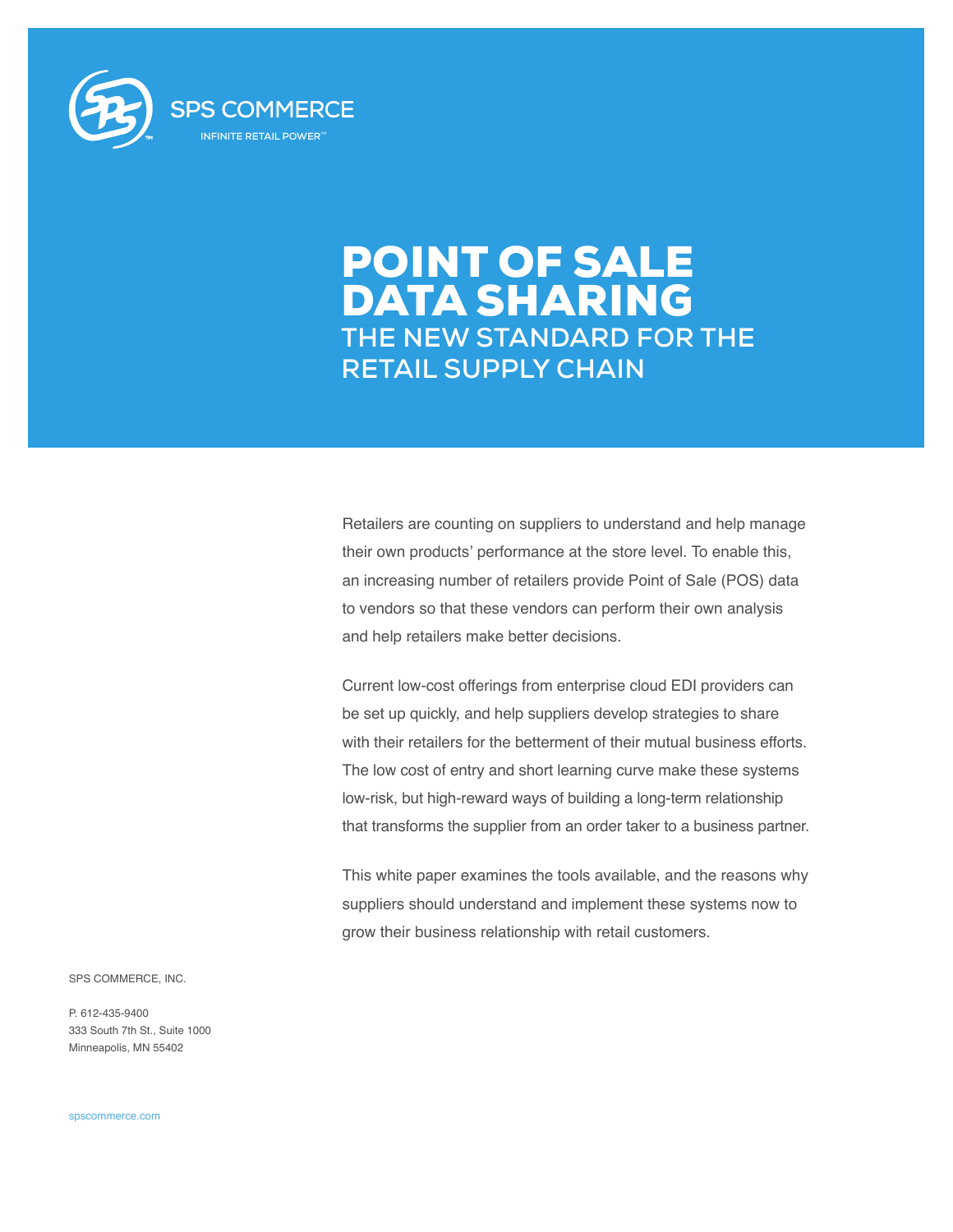SPS COMMERCE

INFINITE RETAIL POWER™

# POINT OF SALE DATA SHARING

## THE NEW STANDARD FOR THE RETAIL SUPPLY CHAIN

Retailers are counting on suppliers to understand and help manage their own products' performance at the store level. To enable this, an increasing number of retailers provide Point of Sale (POS) data to vendors so that these vendors can perform their own analysis and help retailers make better decisions.

Current low-cost offerings from enterprise cloud EDI providers can be set up quickly, and help suppliers develop strategies to share with their retailers for the betterment of their mutual business efforts. The low cost of entry and short learning curve make these systems low-risk, but high-reward ways of building a long-term relationship that transforms the supplier from an order taker to a business partner.

This white paper examines the tools available, and the reasons why suppliers should understand and implement these systems now to grow their business relationship with retail customers.

SPS COMMERCE, INC.

P. 612-435-9400
333 South 7th St., Suite 1000
Minneapolis, MN 55402

spscommerce.com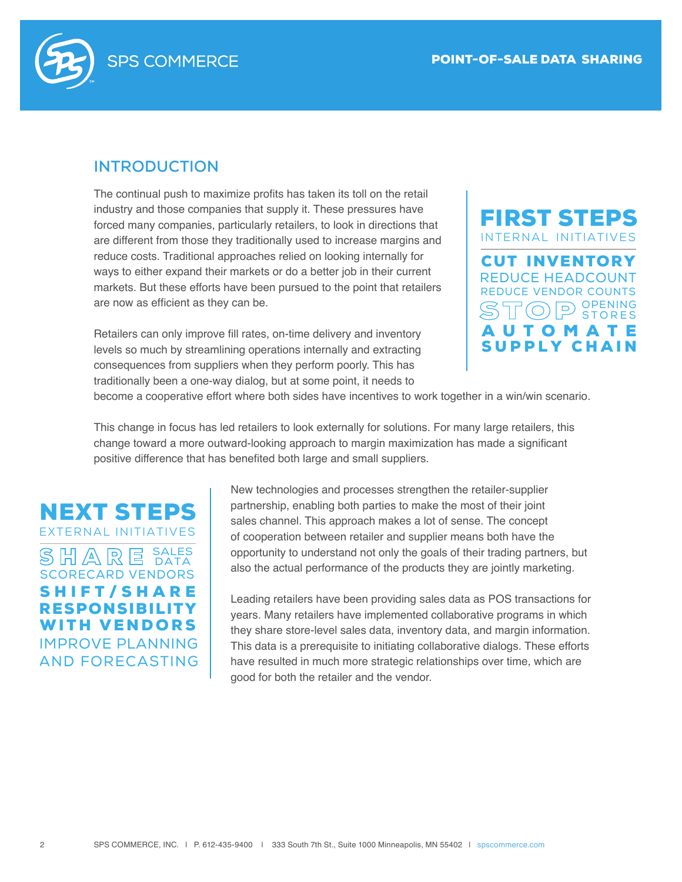## INTRODUCTION

The continual push to maximize profits has taken its toll on the retail industry and those companies that supply it. These pressures have forced many companies, particularly retailers, to look in directions that are different from those they traditionally used to increase margins and reduce costs. Traditional approaches relied on looking internally for ways to either expand their markets or do a better job in their current markets. But these efforts have been pursued to the point that retailers are now as efficient as they can be.

Retailers can only improve fill rates, on-time delivery and inventory levels so much by streamlining operations internally and extracting consequences from suppliers when they perform poorly. This has traditionally been a one-way dialog, but at some point, it needs to become a cooperative effort where both sides have incentives to work together in a win/win scenario.

**FIRST STEPS**
INTERNAL INITIATIVES

- **CUT INVENTORY**
- REDUCE HEADCOUNT
- REDUCE VENDOR COUNTS
- STOP OPENING STORES
- **AUTOMATE SUPPLY CHAIN**

This change in focus has led retailers to look externally for solutions. For many large retailers, this change toward a more outward-looking approach to margin maximization has made a significant positive difference that has benefited both large and small suppliers.

**NEXT STEPS**
EXTERNAL INITIATIVES

- SHARE SALES DATA
- SCORECARD VENDORS
- **SHIFT/SHARE RESPONSIBILITY WITH VENDORS**
- IMPROVE PLANNING AND FORECASTING

New technologies and processes strengthen the retailer-supplier partnership, enabling both parties to make the most of their joint sales channel. This approach makes a lot of sense. The concept of cooperation between retailer and supplier means both have the opportunity to understand not only the goals of their trading partners, but also the actual performance of the products they are jointly marketing.

Leading retailers have been providing sales data as POS transactions for years. Many retailers have implemented collaborative programs in which they share store-level sales data, inventory data, and margin information. This data is a prerequisite to initiating collaborative dialogs. These efforts have resulted in much more strategic relationships over time, which are good for both the retailer and the vendor.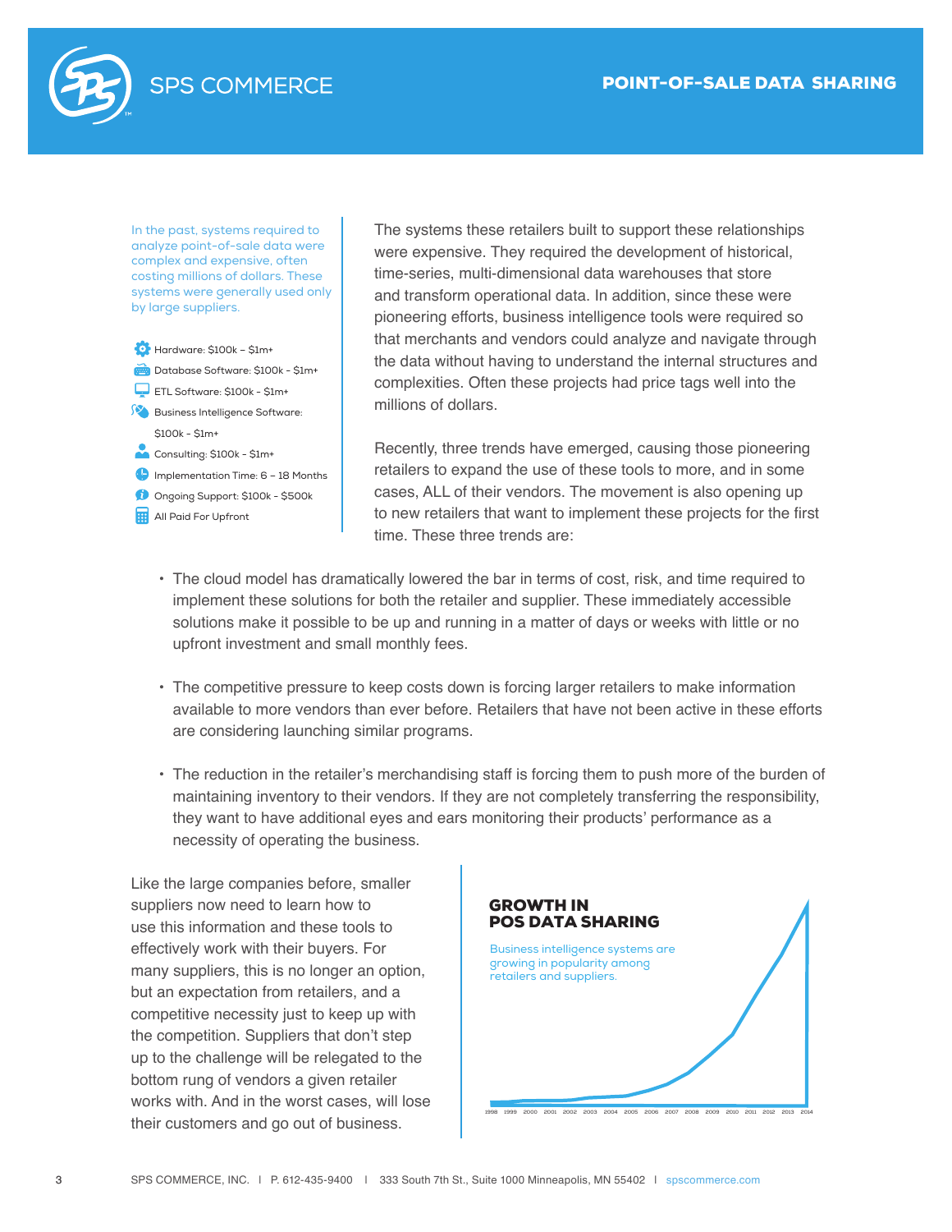In the past, systems required to analyze point-of-sale data were complex and expensive, often costing millions of dollars. These systems were generally used only by large suppliers.

- Hardware: $100k – $1m+
- Database Software: $100k - $1m+
- ETL Software: $100k - $1m+
- Business Intelligence Software: $100k - $1m+
- Consulting: $100k - $1m+
- Implementation Time: 6 – 18 Months
- Ongoing Support: $100k - $500k
- All Paid For Upfront

The systems these retailers built to support these relationships were expensive. They required the development of historical, time-series, multi-dimensional data warehouses that store and transform operational data. In addition, since these were pioneering efforts, business intelligence tools were required so that merchants and vendors could analyze and navigate through the data without having to understand the internal structures and complexities. Often these projects had price tags well into the millions of dollars.

Recently, three trends have emerged, causing those pioneering retailers to expand the use of these tools to more, and in some cases, ALL of their vendors. The movement is also opening up to new retailers that want to implement these projects for the first time. These three trends are:

- The cloud model has dramatically lowered the bar in terms of cost, risk, and time required to implement these solutions for both the retailer and supplier. These immediately accessible solutions make it possible to be up and running in a matter of days or weeks with little or no upfront investment and small monthly fees.
- The competitive pressure to keep costs down is forcing larger retailers to make information available to more vendors than ever before. Retailers that have not been active in these efforts are considering launching similar programs.
- The reduction in the retailer's merchandising staff is forcing them to push more of the burden of maintaining inventory to their vendors. If they are not completely transferring the responsibility, they want to have additional eyes and ears monitoring their products' performance as a necessity of operating the business.

Like the large companies before, smaller suppliers now need to learn how to use this information and these tools to effectively work with their buyers. For many suppliers, this is no longer an option, but an expectation from retailers, and a competitive necessity just to keep up with the competition. Suppliers that don't step up to the challenge will be relegated to the bottom rung of vendors a given retailer works with. And in the worst cases, will lose their customers and go out of business.

**GROWTH IN POS DATA SHARING**

Business intelligence systems are growing in popularity among retailers and suppliers.

1998 1999 2000 2001 2002 2003 2004 2005 2006 2007 2008 2009 2010 2011 2012 2013 2014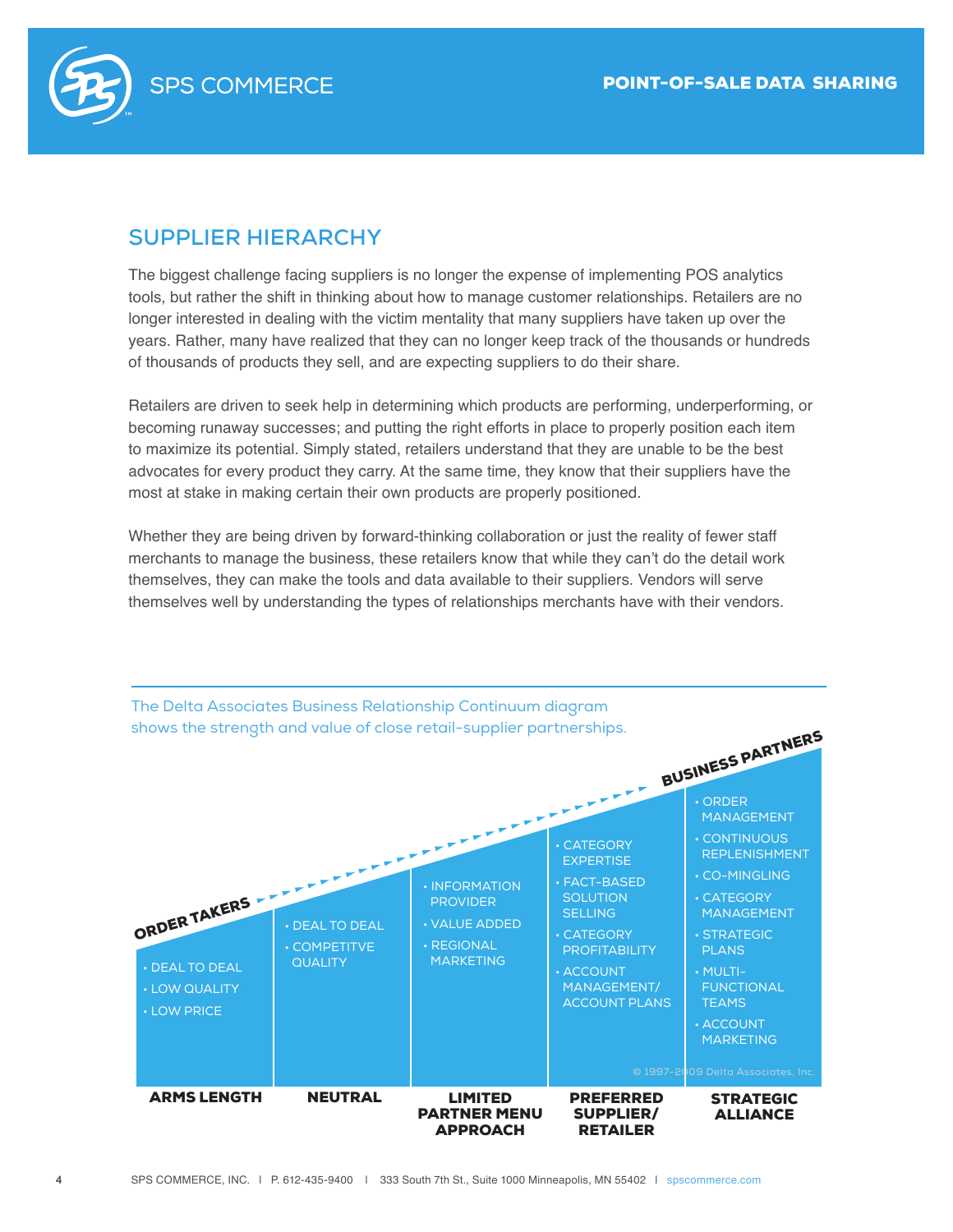## SUPPLIER HIERARCHY

The biggest challenge facing suppliers is no longer the expense of implementing POS analytics tools, but rather the shift in thinking about how to manage customer relationships. Retailers are no longer interested in dealing with the victim mentality that many suppliers have taken up over the years. Rather, many have realized that they can no longer keep track of the thousands or hundreds of thousands of products they sell, and are expecting suppliers to do their share.

Retailers are driven to seek help in determining which products are performing, underperforming, or becoming runaway successes; and putting the right efforts in place to properly position each item to maximize its potential. Simply stated, retailers understand that they are unable to be the best advocates for every product they carry. At the same time, they know that their suppliers have the most at stake in making certain their own products are properly positioned.

Whether they are being driven by forward-thinking collaboration or just the reality of fewer staff merchants to manage the business, these retailers know that while they can't do the detail work themselves, they can make the tools and data available to their suppliers. Vendors will serve themselves well by understanding the types of relationships merchants have with their vendors.

The Delta Associates Business Relationship Continuum diagram shows the strength and value of close retail-supplier partnerships.

ORDER TAKERS → BUSINESS PARTNERS

| ARMS LENGTH | NEUTRAL | LIMITED PARTNER MENU APPROACH | PREFERRED SUPPLIER/ RETAILER | STRATEGIC ALLIANCE |
|---|---|---|---|---|
| • DEAL TO DEAL<br>• LOW QUALITY<br>• LOW PRICE | • DEAL TO DEAL<br>• COMPETITVE QUALITY | • INFORMATION PROVIDER<br>• VALUE ADDED<br>• REGIONAL MARKETING | • CATEGORY EXPERTISE<br>• FACT-BASED SOLUTION SELLING<br>• CATEGORY PROFITABILITY<br>• ACCOUNT MANAGEMENT/ ACCOUNT PLANS | • ORDER MANAGEMENT<br>• CONTINUOUS REPLENISHMENT<br>• CO-MINGLING<br>• CATEGORY MANAGEMENT<br>• STRATEGIC PLANS<br>• MULTI-FUNCTIONAL TEAMS<br>• ACCOUNT MARKETING |

© 1997-2009 Delta Associates, Inc.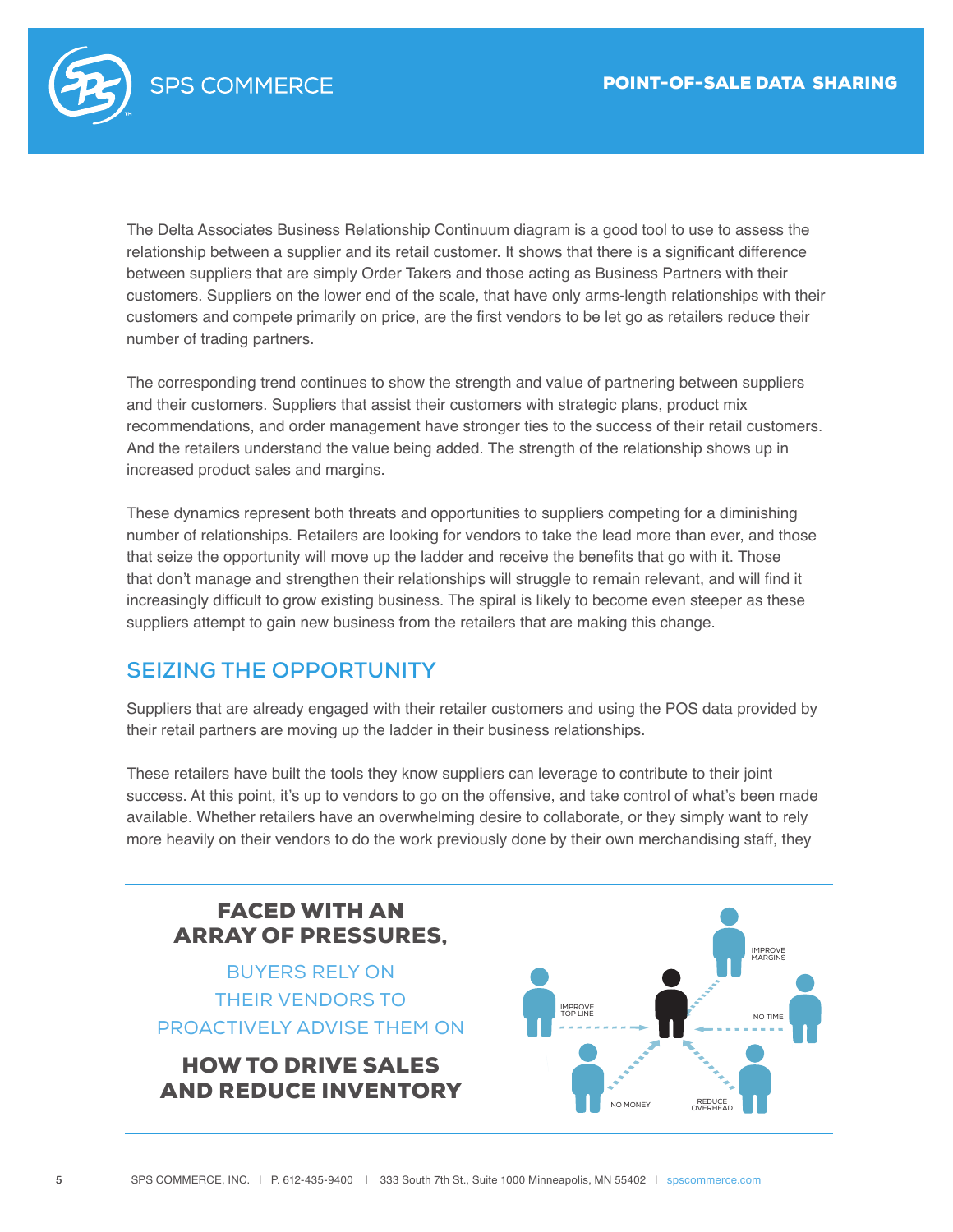The Delta Associates Business Relationship Continuum diagram is a good tool to use to assess the relationship between a supplier and its retail customer. It shows that there is a significant difference between suppliers that are simply Order Takers and those acting as Business Partners with their customers. Suppliers on the lower end of the scale, that have only arms-length relationships with their customers and compete primarily on price, are the first vendors to be let go as retailers reduce their number of trading partners.

The corresponding trend continues to show the strength and value of partnering between suppliers and their customers. Suppliers that assist their customers with strategic plans, product mix recommendations, and order management have stronger ties to the success of their retail customers. And the retailers understand the value being added. The strength of the relationship shows up in increased product sales and margins.

These dynamics represent both threats and opportunities to suppliers competing for a diminishing number of relationships. Retailers are looking for vendors to take the lead more than ever, and those that seize the opportunity will move up the ladder and receive the benefits that go with it. Those that don't manage and strengthen their relationships will struggle to remain relevant, and will find it increasingly difficult to grow existing business. The spiral is likely to become even steeper as these suppliers attempt to gain new business from the retailers that are making this change.

## SEIZING THE OPPORTUNITY

Suppliers that are already engaged with their retailer customers and using the POS data provided by their retail partners are moving up the ladder in their business relationships.

These retailers have built the tools they know suppliers can leverage to contribute to their joint success. At this point, it's up to vendors to go on the offensive, and take control of what's been made available. Whether retailers have an overwhelming desire to collaborate, or they simply want to rely more heavily on their vendors to do the work previously done by their own merchandising staff, they

**FACED WITH AN ARRAY OF PRESSURES,**

BUYERS RELY ON THEIR VENDORS TO PROACTIVELY ADVISE THEM ON

**HOW TO DRIVE SALES AND REDUCE INVENTORY**

IMPROVE MARGINS

IMPROVE TOP LINE

NO TIME

NO MONEY

REDUCE OVERHEAD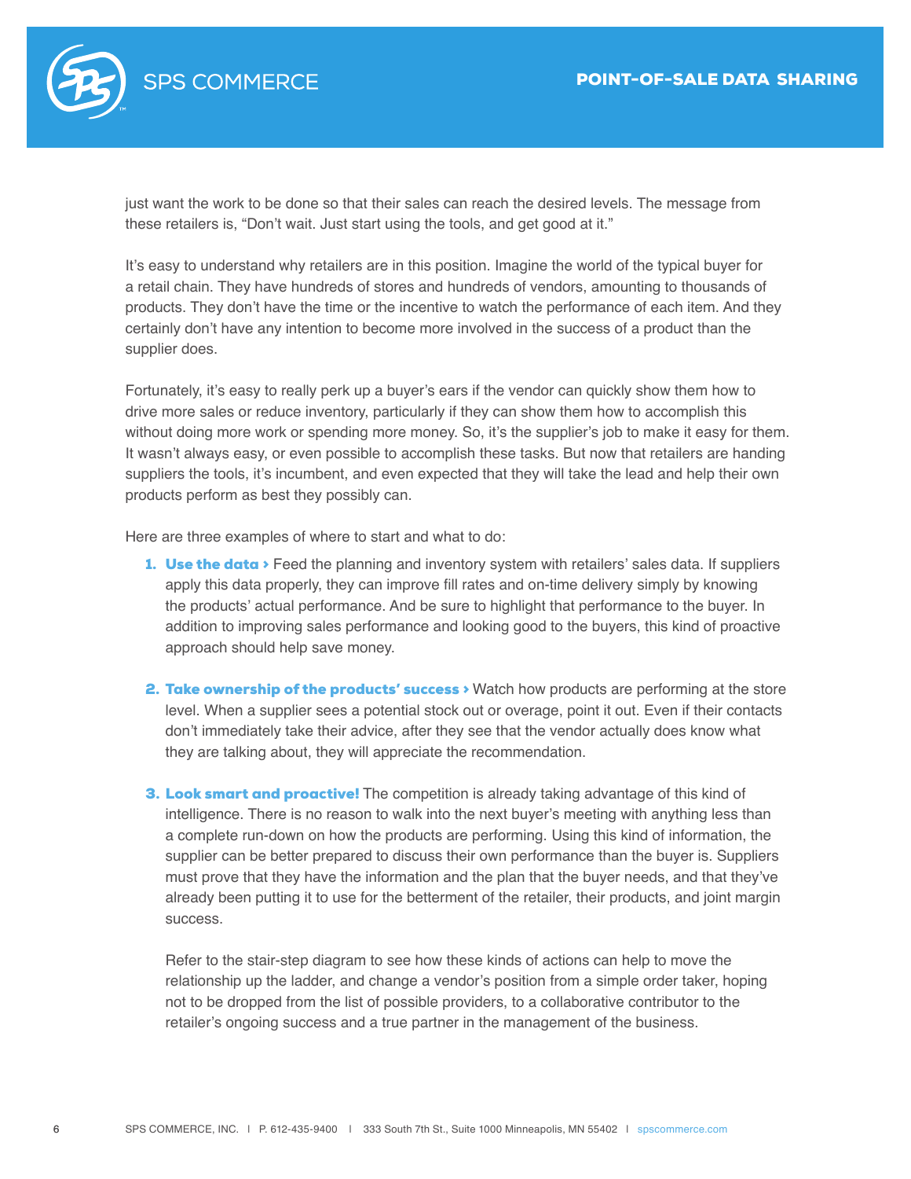just want the work to be done so that their sales can reach the desired levels. The message from these retailers is, “Don’t wait. Just start using the tools, and get good at it.”

It’s easy to understand why retailers are in this position. Imagine the world of the typical buyer for a retail chain. They have hundreds of stores and hundreds of vendors, amounting to thousands of products. They don’t have the time or the incentive to watch the performance of each item. And they certainly don’t have any intention to become more involved in the success of a product than the supplier does.

Fortunately, it’s easy to really perk up a buyer’s ears if the vendor can quickly show them how to drive more sales or reduce inventory, particularly if they can show them how to accomplish this without doing more work or spending more money. So, it’s the supplier’s job to make it easy for them. It wasn’t always easy, or even possible to accomplish these tasks. But now that retailers are handing suppliers the tools, it’s incumbent, and even expected that they will take the lead and help their own products perform as best they possibly can.

Here are three examples of where to start and what to do:

1. **Use the data ›** Feed the planning and inventory system with retailers’ sales data. If suppliers apply this data properly, they can improve fill rates and on-time delivery simply by knowing the products’ actual performance. And be sure to highlight that performance to the buyer. In addition to improving sales performance and looking good to the buyers, this kind of proactive approach should help save money.

2. **Take ownership of the products’ success ›** Watch how products are performing at the store level. When a supplier sees a potential stock out or overage, point it out. Even if their contacts don’t immediately take their advice, after they see that the vendor actually does know what they are talking about, they will appreciate the recommendation.

3. **Look smart and proactive!** The competition is already taking advantage of this kind of intelligence. There is no reason to walk into the next buyer’s meeting with anything less than a complete run-down on how the products are performing. Using this kind of information, the supplier can be better prepared to discuss their own performance than the buyer is. Suppliers must prove that they have the information and the plan that the buyer needs, and that they’ve already been putting it to use for the betterment of the retailer, their products, and joint margin success.

   Refer to the stair-step diagram to see how these kinds of actions can help to move the relationship up the ladder, and change a vendor’s position from a simple order taker, hoping not to be dropped from the list of possible providers, to a collaborative contributor to the retailer’s ongoing success and a true partner in the management of the business.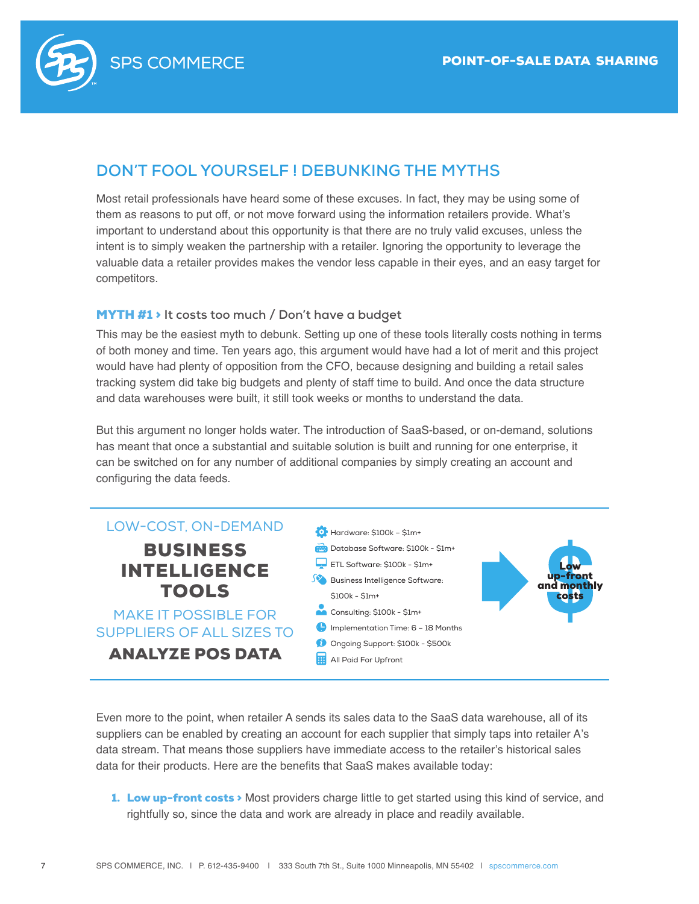## DON'T FOOL YOURSELF ! DEBUNKING THE MYTHS

Most retail professionals have heard some of these excuses. In fact, they may be using some of them as reasons to put off, or not move forward using the information retailers provide. What's important to understand about this opportunity is that there are no truly valid excuses, unless the intent is to simply weaken the partnership with a retailer. Ignoring the opportunity to leverage the valuable data a retailer provides makes the vendor less capable in their eyes, and an easy target for competitors.

### MYTH #1 › It costs too much / Don't have a budget

This may be the easiest myth to debunk. Setting up one of these tools literally costs nothing in terms of both money and time. Ten years ago, this argument would have had a lot of merit and this project would have had plenty of opposition from the CFO, because designing and building a retail sales tracking system did take big budgets and plenty of staff time to build. And once the data structure and data warehouses were built, it still took weeks or months to understand the data.

But this argument no longer holds water. The introduction of SaaS-based, or on-demand, solutions has meant that once a substantial and suitable solution is built and running for one enterprise, it can be switched on for any number of additional companies by simply creating an account and configuring the data feeds.

LOW-COST, ON-DEMAND
**BUSINESS INTELLIGENCE TOOLS**
MAKE IT POSSIBLE FOR SUPPLIERS OF ALL SIZES TO
**ANALYZE POS DATA**

- Hardware: $100k – $1m+
- Database Software: $100k - $1m+
- ETL Software: $100k - $1m+
- Business Intelligence Software: $100k - $1m+
- Consulting: $100k - $1m+
- Implementation Time: 6 – 18 Months
- Ongoing Support: $100k - $500k
- All Paid For Upfront

Low up-front and monthly costs

Even more to the point, when retailer A sends its sales data to the SaaS data warehouse, all of its suppliers can be enabled by creating an account for each supplier that simply taps into retailer A's data stream. That means those suppliers have immediate access to the retailer's historical sales data for their products. Here are the benefits that SaaS makes available today:

1. **Low up-front costs ›** Most providers charge little to get started using this kind of service, and rightfully so, since the data and work are already in place and readily available.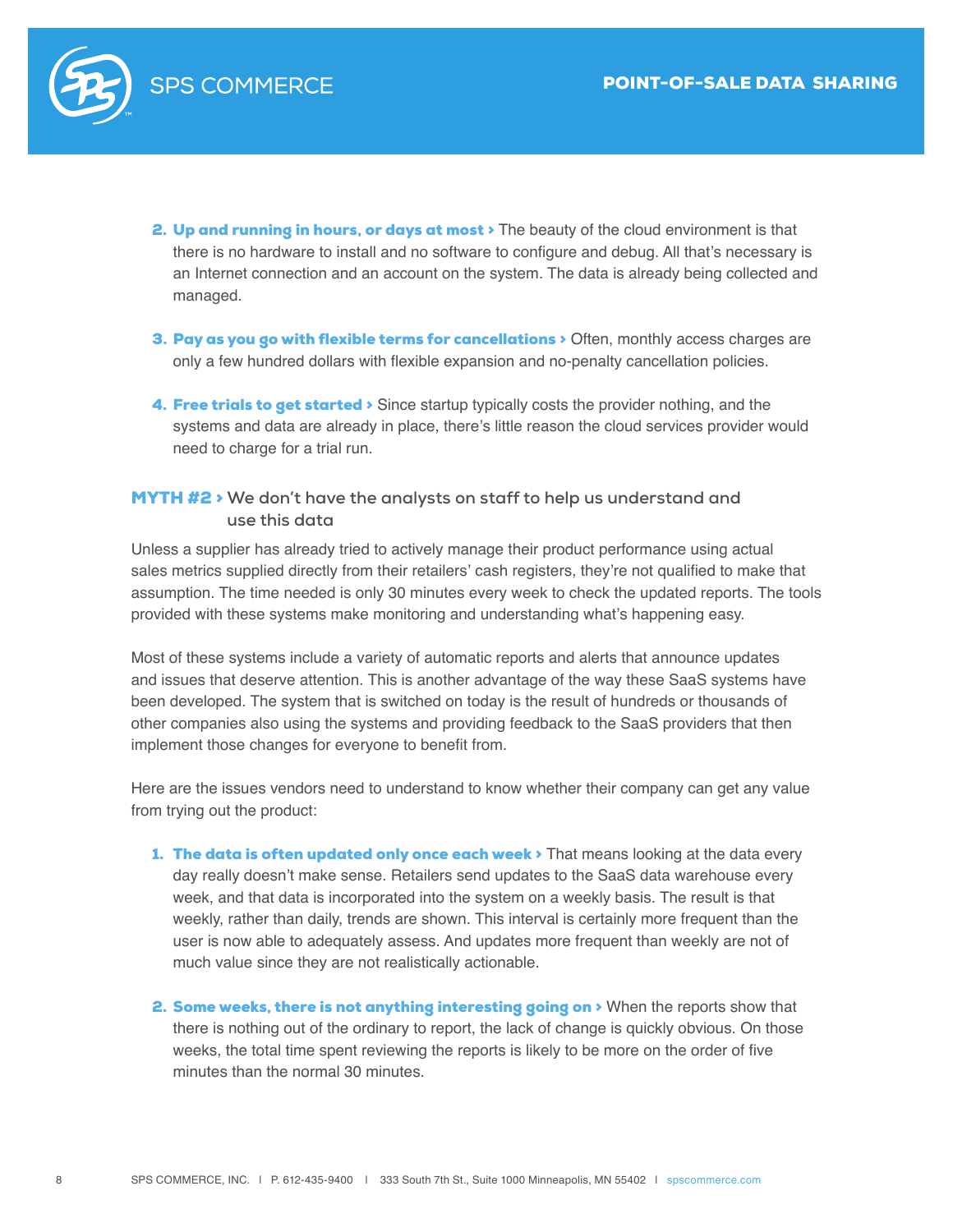2. **Up and running in hours, or days at most ›** The beauty of the cloud environment is that there is no hardware to install and no software to configure and debug. All that's necessary is an Internet connection and an account on the system. The data is already being collected and managed.

3. **Pay as you go with flexible terms for cancellations ›** Often, monthly access charges are only a few hundred dollars with flexible expansion and no-penalty cancellation policies.

4. **Free trials to get started ›** Since startup typically costs the provider nothing, and the systems and data are already in place, there's little reason the cloud services provider would need to charge for a trial run.

### MYTH #2 › We don't have the analysts on staff to help us understand and use this data

Unless a supplier has already tried to actively manage their product performance using actual sales metrics supplied directly from their retailers' cash registers, they're not qualified to make that assumption. The time needed is only 30 minutes every week to check the updated reports. The tools provided with these systems make monitoring and understanding what's happening easy.

Most of these systems include a variety of automatic reports and alerts that announce updates and issues that deserve attention. This is another advantage of the way these SaaS systems have been developed. The system that is switched on today is the result of hundreds or thousands of other companies also using the systems and providing feedback to the SaaS providers that then implement those changes for everyone to benefit from.

Here are the issues vendors need to understand to know whether their company can get any value from trying out the product:

1. **The data is often updated only once each week ›** That means looking at the data every day really doesn't make sense. Retailers send updates to the SaaS data warehouse every week, and that data is incorporated into the system on a weekly basis. The result is that weekly, rather than daily, trends are shown. This interval is certainly more frequent than the user is now able to adequately assess. And updates more frequent than weekly are not of much value since they are not realistically actionable.

2. **Some weeks, there is not anything interesting going on ›** When the reports show that there is nothing out of the ordinary to report, the lack of change is quickly obvious. On those weeks, the total time spent reviewing the reports is likely to be more on the order of five minutes than the normal 30 minutes.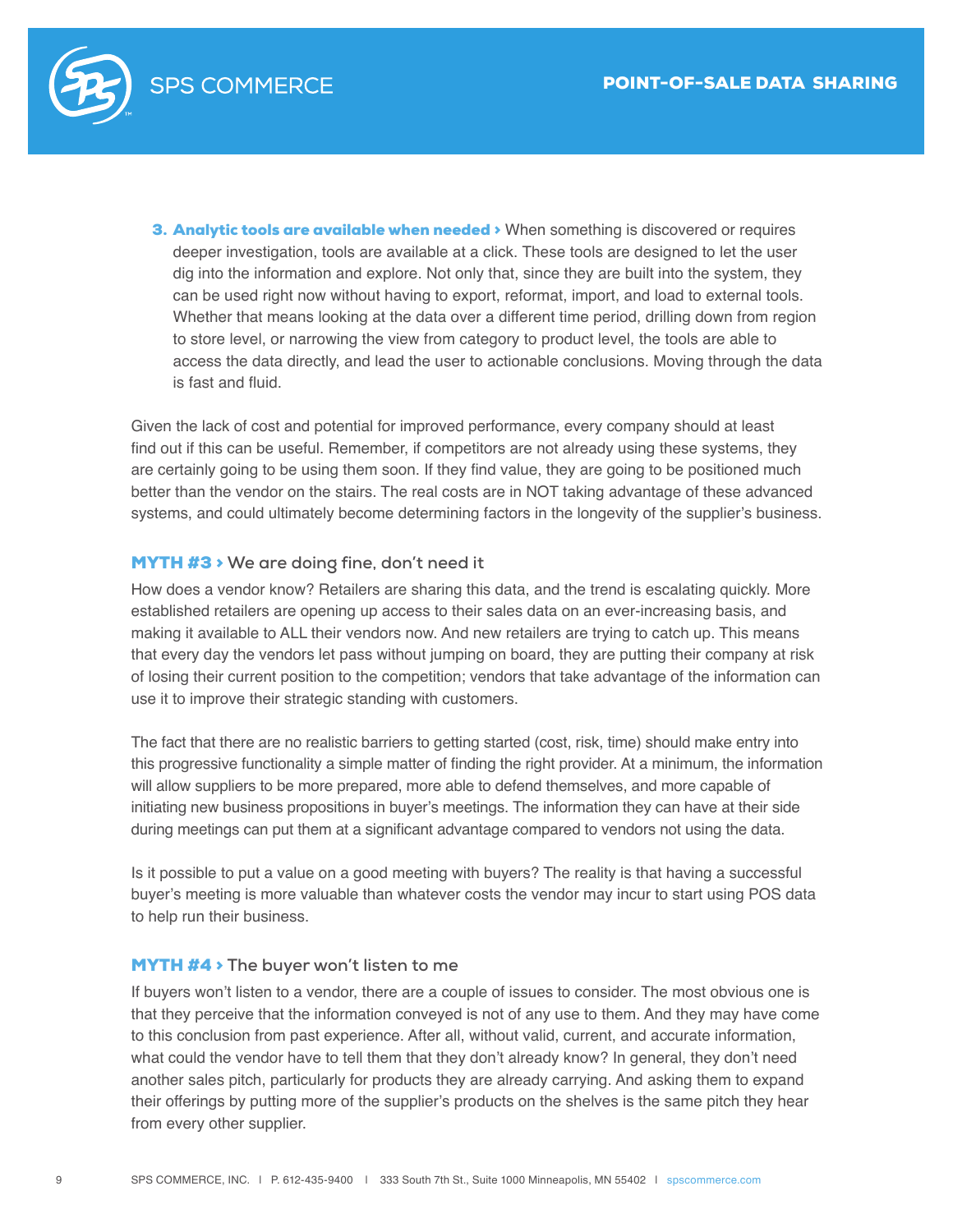3. **Analytic tools are available when needed ›** When something is discovered or requires deeper investigation, tools are available at a click. These tools are designed to let the user dig into the information and explore. Not only that, since they are built into the system, they can be used right now without having to export, reformat, import, and load to external tools. Whether that means looking at the data over a different time period, drilling down from region to store level, or narrowing the view from category to product level, the tools are able to access the data directly, and lead the user to actionable conclusions. Moving through the data is fast and fluid.

Given the lack of cost and potential for improved performance, every company should at least find out if this can be useful. Remember, if competitors are not already using these systems, they are certainly going to be using them soon. If they find value, they are going to be positioned much better than the vendor on the stairs. The real costs are in NOT taking advantage of these advanced systems, and could ultimately become determining factors in the longevity of the supplier's business.

### MYTH #3 › We are doing fine, don't need it

How does a vendor know? Retailers are sharing this data, and the trend is escalating quickly. More established retailers are opening up access to their sales data on an ever-increasing basis, and making it available to ALL their vendors now. And new retailers are trying to catch up. This means that every day the vendors let pass without jumping on board, they are putting their company at risk of losing their current position to the competition; vendors that take advantage of the information can use it to improve their strategic standing with customers.

The fact that there are no realistic barriers to getting started (cost, risk, time) should make entry into this progressive functionality a simple matter of finding the right provider. At a minimum, the information will allow suppliers to be more prepared, more able to defend themselves, and more capable of initiating new business propositions in buyer's meetings. The information they can have at their side during meetings can put them at a significant advantage compared to vendors not using the data.

Is it possible to put a value on a good meeting with buyers? The reality is that having a successful buyer's meeting is more valuable than whatever costs the vendor may incur to start using POS data to help run their business.

### MYTH #4 › The buyer won't listen to me

If buyers won't listen to a vendor, there are a couple of issues to consider. The most obvious one is that they perceive that the information conveyed is not of any use to them. And they may have come to this conclusion from past experience. After all, without valid, current, and accurate information, what could the vendor have to tell them that they don't already know? In general, they don't need another sales pitch, particularly for products they are already carrying. And asking them to expand their offerings by putting more of the supplier's products on the shelves is the same pitch they hear from every other supplier.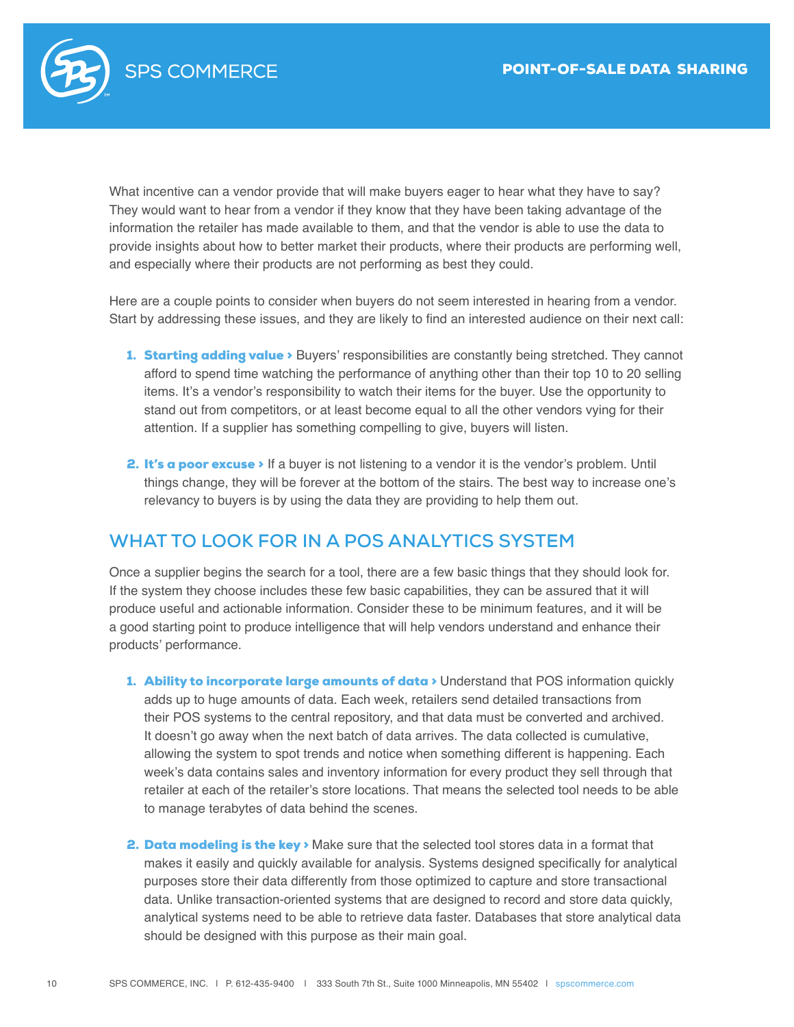What incentive can a vendor provide that will make buyers eager to hear what they have to say? They would want to hear from a vendor if they know that they have been taking advantage of the information the retailer has made available to them, and that the vendor is able to use the data to provide insights about how to better market their products, where their products are performing well, and especially where their products are not performing as best they could.

Here are a couple points to consider when buyers do not seem interested in hearing from a vendor. Start by addressing these issues, and they are likely to find an interested audience on their next call:

1. **Starting adding value ›** Buyers' responsibilities are constantly being stretched. They cannot afford to spend time watching the performance of anything other than their top 10 to 20 selling items. It's a vendor's responsibility to watch their items for the buyer. Use the opportunity to stand out from competitors, or at least become equal to all the other vendors vying for their attention. If a supplier has something compelling to give, buyers will listen.

2. **It's a poor excuse ›** If a buyer is not listening to a vendor it is the vendor's problem. Until things change, they will be forever at the bottom of the stairs. The best way to increase one's relevancy to buyers is by using the data they are providing to help them out.

## WHAT TO LOOK FOR IN A POS ANALYTICS SYSTEM

Once a supplier begins the search for a tool, there are a few basic things that they should look for. If the system they choose includes these few basic capabilities, they can be assured that it will produce useful and actionable information. Consider these to be minimum features, and it will be a good starting point to produce intelligence that will help vendors understand and enhance their products' performance.

1. **Ability to incorporate large amounts of data ›** Understand that POS information quickly adds up to huge amounts of data. Each week, retailers send detailed transactions from their POS systems to the central repository, and that data must be converted and archived. It doesn't go away when the next batch of data arrives. The data collected is cumulative, allowing the system to spot trends and notice when something different is happening. Each week's data contains sales and inventory information for every product they sell through that retailer at each of the retailer's store locations. That means the selected tool needs to be able to manage terabytes of data behind the scenes.

2. **Data modeling is the key ›** Make sure that the selected tool stores data in a format that makes it easily and quickly available for analysis. Systems designed specifically for analytical purposes store their data differently from those optimized to capture and store transactional data. Unlike transaction-oriented systems that are designed to record and store data quickly, analytical systems need to be able to retrieve data faster. Databases that store analytical data should be designed with this purpose as their main goal.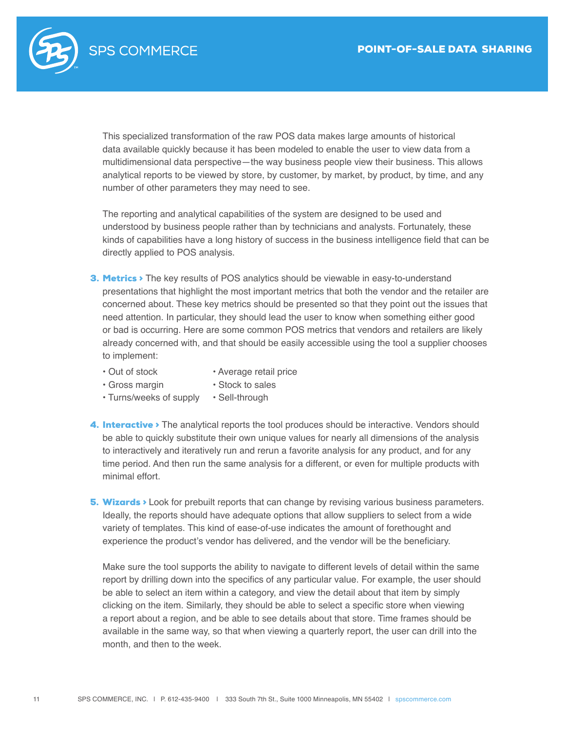This specialized transformation of the raw POS data makes large amounts of historical data available quickly because it has been modeled to enable the user to view data from a multidimensional data perspective—the way business people view their business. This allows analytical reports to be viewed by store, by customer, by market, by product, by time, and any number of other parameters they may need to see.

The reporting and analytical capabilities of the system are designed to be used and understood by business people rather than by technicians and analysts. Fortunately, these kinds of capabilities have a long history of success in the business intelligence field that can be directly applied to POS analysis.

3. **Metrics ›** The key results of POS analytics should be viewable in easy-to-understand presentations that highlight the most important metrics that both the vendor and the retailer are concerned about. These key metrics should be presented so that they point out the issues that need attention. In particular, they should lead the user to know when something either good or bad is occurring. Here are some common POS metrics that vendors and retailers are likely already concerned with, and that should be easily accessible using the tool a supplier chooses to implement:

   - Out of stock
   - Gross margin
   - Turns/weeks of supply
   - Average retail price
   - Stock to sales
   - Sell-through

4. **Interactive ›** The analytical reports the tool produces should be interactive. Vendors should be able to quickly substitute their own unique values for nearly all dimensions of the analysis to interactively and iteratively run and rerun a favorite analysis for any product, and for any time period. And then run the same analysis for a different, or even for multiple products with minimal effort.

5. **Wizards ›** Look for prebuilt reports that can change by revising various business parameters. Ideally, the reports should have adequate options that allow suppliers to select from a wide variety of templates. This kind of ease-of-use indicates the amount of forethought and experience the product's vendor has delivered, and the vendor will be the beneficiary.

   Make sure the tool supports the ability to navigate to different levels of detail within the same report by drilling down into the specifics of any particular value. For example, the user should be able to select an item within a category, and view the detail about that item by simply clicking on the item. Similarly, they should be able to select a specific store when viewing a report about a region, and be able to see details about that store. Time frames should be available in the same way, so that when viewing a quarterly report, the user can drill into the month, and then to the week.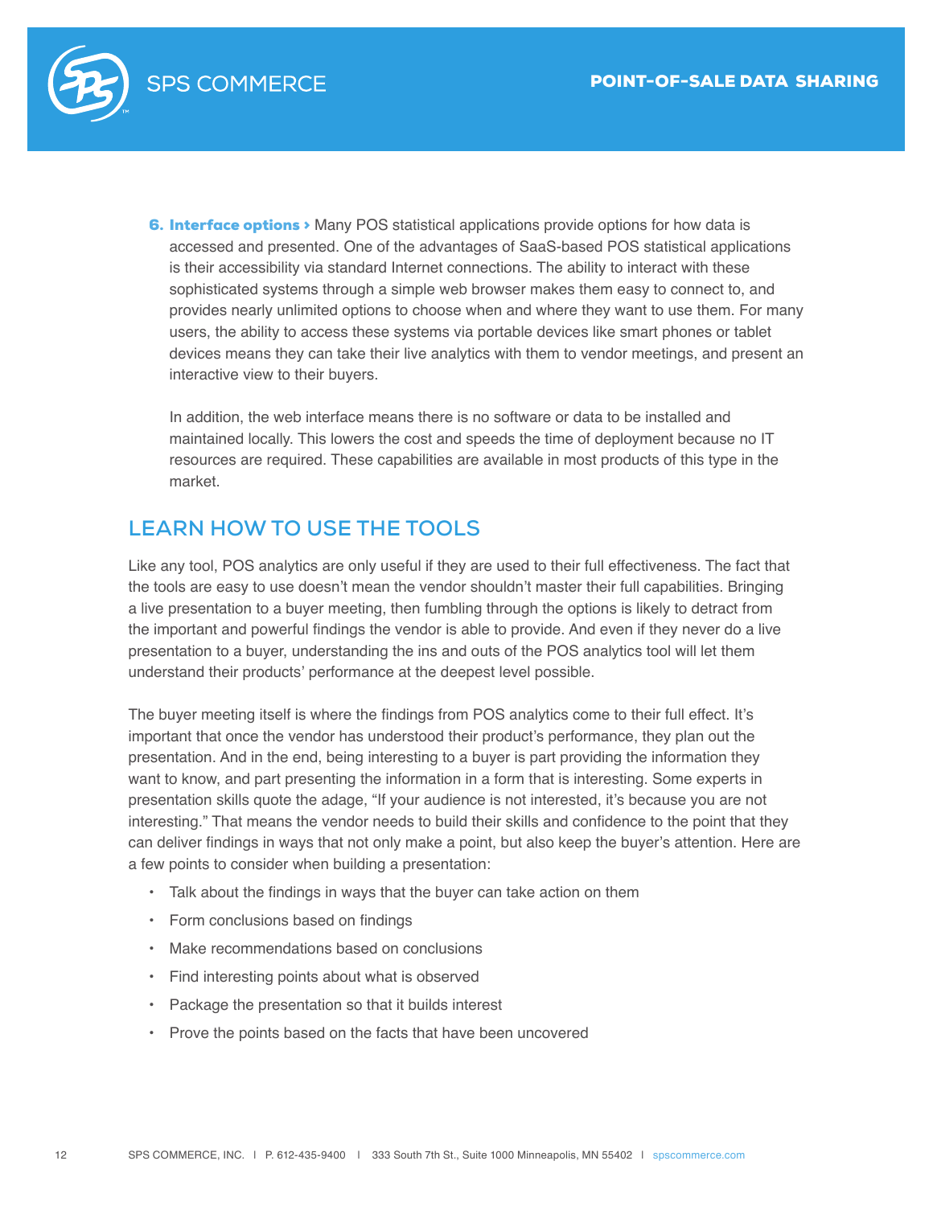6. **Interface options >** Many POS statistical applications provide options for how data is accessed and presented. One of the advantages of SaaS-based POS statistical applications is their accessibility via standard Internet connections. The ability to interact with these sophisticated systems through a simple web browser makes them easy to connect to, and provides nearly unlimited options to choose when and where they want to use them. For many users, the ability to access these systems via portable devices like smart phones or tablet devices means they can take their live analytics with them to vendor meetings, and present an interactive view to their buyers.

   In addition, the web interface means there is no software or data to be installed and maintained locally. This lowers the cost and speeds the time of deployment because no IT resources are required. These capabilities are available in most products of this type in the market.

## LEARN HOW TO USE THE TOOLS

Like any tool, POS analytics are only useful if they are used to their full effectiveness. The fact that the tools are easy to use doesn't mean the vendor shouldn't master their full capabilities. Bringing a live presentation to a buyer meeting, then fumbling through the options is likely to detract from the important and powerful findings the vendor is able to provide. And even if they never do a live presentation to a buyer, understanding the ins and outs of the POS analytics tool will let them understand their products' performance at the deepest level possible.

The buyer meeting itself is where the findings from POS analytics come to their full effect. It's important that once the vendor has understood their product's performance, they plan out the presentation. And in the end, being interesting to a buyer is part providing the information they want to know, and part presenting the information in a form that is interesting. Some experts in presentation skills quote the adage, "If your audience is not interested, it's because you are not interesting." That means the vendor needs to build their skills and confidence to the point that they can deliver findings in ways that not only make a point, but also keep the buyer's attention. Here are a few points to consider when building a presentation:

- Talk about the findings in ways that the buyer can take action on them
- Form conclusions based on findings
- Make recommendations based on conclusions
- Find interesting points about what is observed
- Package the presentation so that it builds interest
- Prove the points based on the facts that have been uncovered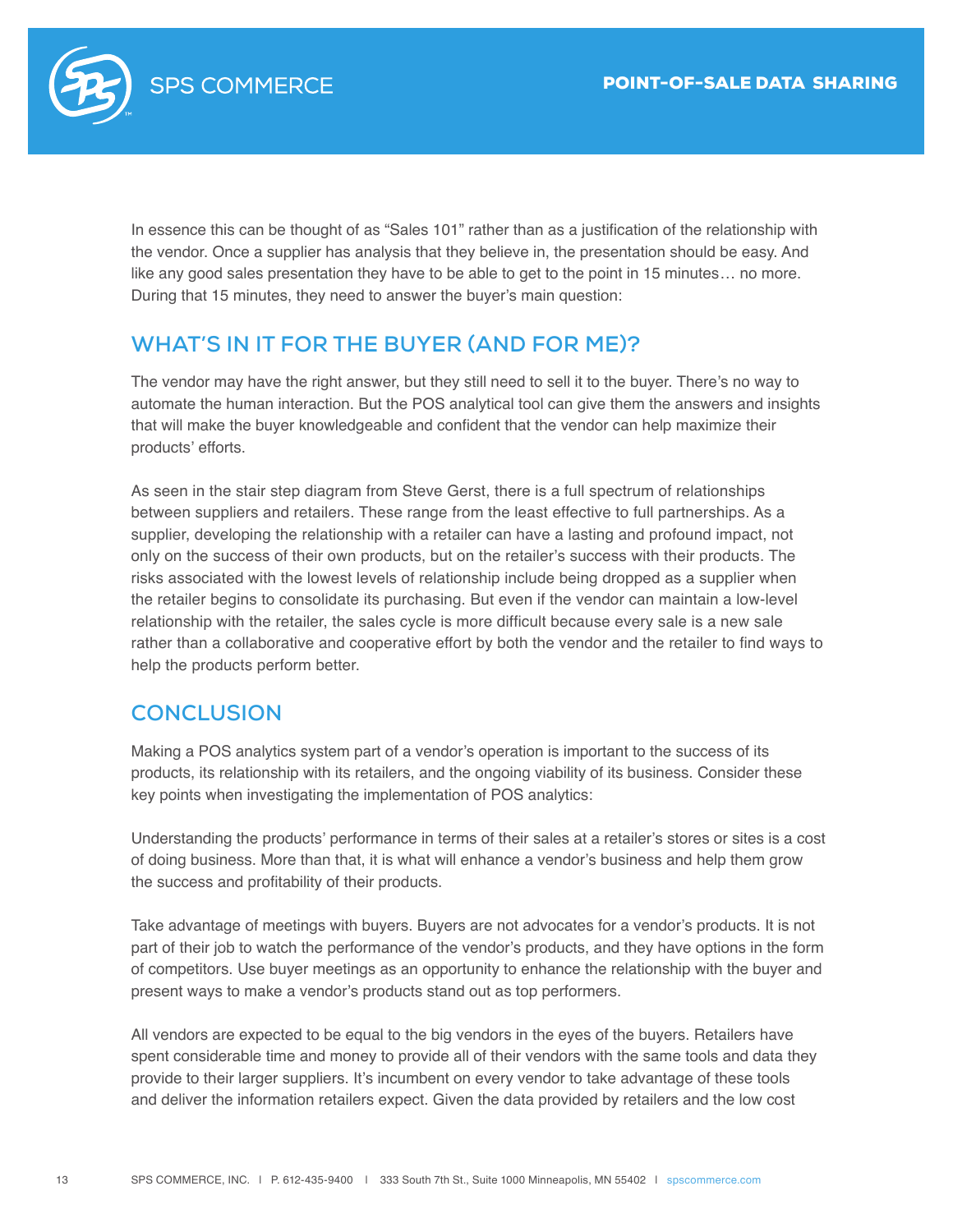In essence this can be thought of as "Sales 101" rather than as a justification of the relationship with the vendor. Once a supplier has analysis that they believe in, the presentation should be easy. And like any good sales presentation they have to be able to get to the point in 15 minutes… no more. During that 15 minutes, they need to answer the buyer's main question:

## WHAT'S IN IT FOR THE BUYER (AND FOR ME)?

The vendor may have the right answer, but they still need to sell it to the buyer. There's no way to automate the human interaction. But the POS analytical tool can give them the answers and insights that will make the buyer knowledgeable and confident that the vendor can help maximize their products' efforts.

As seen in the stair step diagram from Steve Gerst, there is a full spectrum of relationships between suppliers and retailers. These range from the least effective to full partnerships. As a supplier, developing the relationship with a retailer can have a lasting and profound impact, not only on the success of their own products, but on the retailer's success with their products. The risks associated with the lowest levels of relationship include being dropped as a supplier when the retailer begins to consolidate its purchasing. But even if the vendor can maintain a low-level relationship with the retailer, the sales cycle is more difficult because every sale is a new sale rather than a collaborative and cooperative effort by both the vendor and the retailer to find ways to help the products perform better.

## CONCLUSION

Making a POS analytics system part of a vendor's operation is important to the success of its products, its relationship with its retailers, and the ongoing viability of its business. Consider these key points when investigating the implementation of POS analytics:

Understanding the products' performance in terms of their sales at a retailer's stores or sites is a cost of doing business. More than that, it is what will enhance a vendor's business and help them grow the success and profitability of their products.

Take advantage of meetings with buyers. Buyers are not advocates for a vendor's products. It is not part of their job to watch the performance of the vendor's products, and they have options in the form of competitors. Use buyer meetings as an opportunity to enhance the relationship with the buyer and present ways to make a vendor's products stand out as top performers.

All vendors are expected to be equal to the big vendors in the eyes of the buyers. Retailers have spent considerable time and money to provide all of their vendors with the same tools and data they provide to their larger suppliers. It's incumbent on every vendor to take advantage of these tools and deliver the information retailers expect. Given the data provided by retailers and the low cost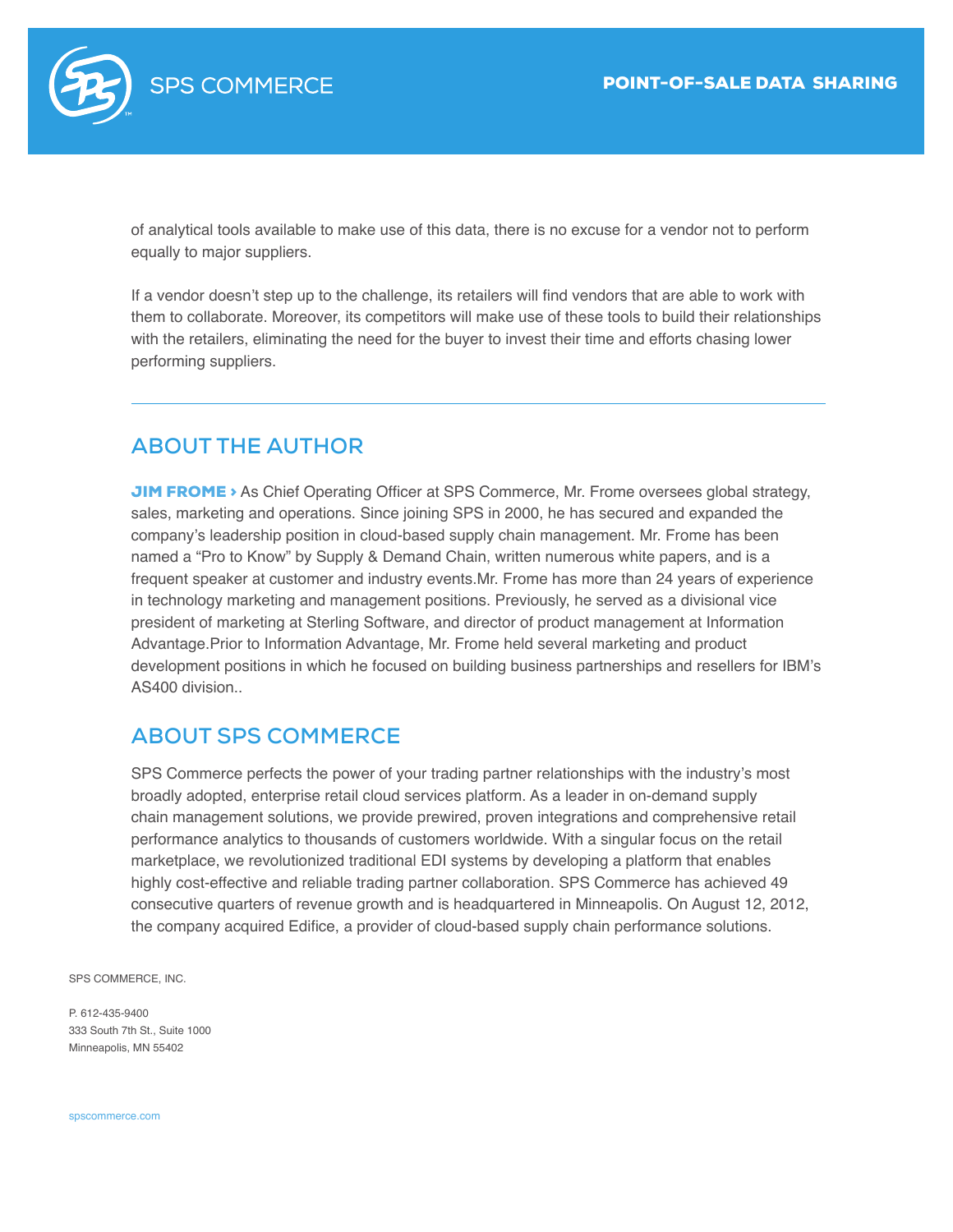of analytical tools available to make use of this data, there is no excuse for a vendor not to perform equally to major suppliers.

If a vendor doesn't step up to the challenge, its retailers will find vendors that are able to work with them to collaborate. Moreover, its competitors will make use of these tools to build their relationships with the retailers, eliminating the need for the buyer to invest their time and efforts chasing lower performing suppliers.

---

## ABOUT THE AUTHOR

**JIM FROME ›** As Chief Operating Officer at SPS Commerce, Mr. Frome oversees global strategy, sales, marketing and operations. Since joining SPS in 2000, he has secured and expanded the company's leadership position in cloud-based supply chain management. Mr. Frome has been named a "Pro to Know" by Supply & Demand Chain, written numerous white papers, and is a frequent speaker at customer and industry events.Mr. Frome has more than 24 years of experience in technology marketing and management positions. Previously, he served as a divisional vice president of marketing at Sterling Software, and director of product management at Information Advantage.Prior to Information Advantage, Mr. Frome held several marketing and product development positions in which he focused on building business partnerships and resellers for IBM's AS400 division..

## ABOUT SPS COMMERCE

SPS Commerce perfects the power of your trading partner relationships with the industry's most broadly adopted, enterprise retail cloud services platform. As a leader in on-demand supply chain management solutions, we provide prewired, proven integrations and comprehensive retail performance analytics to thousands of customers worldwide. With a singular focus on the retail marketplace, we revolutionized traditional EDI systems by developing a platform that enables highly cost-effective and reliable trading partner collaboration. SPS Commerce has achieved 49 consecutive quarters of revenue growth and is headquartered in Minneapolis. On August 12, 2012, the company acquired Edifice, a provider of cloud-based supply chain performance solutions.

SPS COMMERCE, INC.

P. 612-435-9400
333 South 7th St., Suite 1000
Minneapolis, MN 55402

spscommerce.com